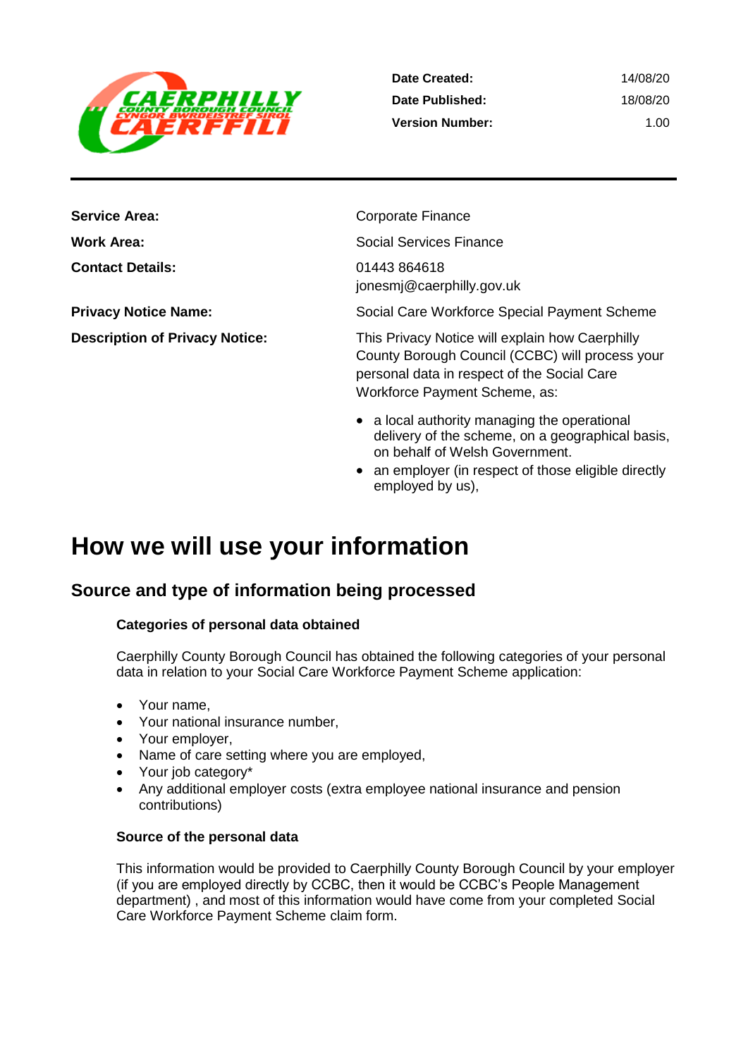| | |
|---|---|
| **Date Created:** | 14/08/20 |
| **Date Published:** | 18/08/20 |
| **Version Number:** | 1.00 |

| | |
|---|---|
| **Service Area:** | Corporate Finance |
| **Work Area:** | Social Services Finance |
| **Contact Details:** | 01443 864618<br>jonesmj@caerphilly.gov.uk |
| **Privacy Notice Name:** | Social Care Workforce Special Payment Scheme |
| **Description of Privacy Notice:** | This Privacy Notice will explain how Caerphilly County Borough Council (CCBC) will process your personal data in respect of the Social Care Workforce Payment Scheme, as:<br>• a local authority managing the operational delivery of the scheme, on a geographical basis, on behalf of Welsh Government.<br>• an employer (in respect of those eligible directly employed by us), |

# How we will use your information

## Source and type of information being processed

### Categories of personal data obtained

Caerphilly County Borough Council has obtained the following categories of your personal data in relation to your Social Care Workforce Payment Scheme application:

- Your name,
- Your national insurance number,
- Your employer,
- Name of care setting where you are employed,
- Your job category*
- Any additional employer costs (extra employee national insurance and pension contributions)

### Source of the personal data

This information would be provided to Caerphilly County Borough Council by your employer (if you are employed directly by CCBC, then it would be CCBC's People Management department) , and most of this information would have come from your completed Social Care Workforce Payment Scheme claim form.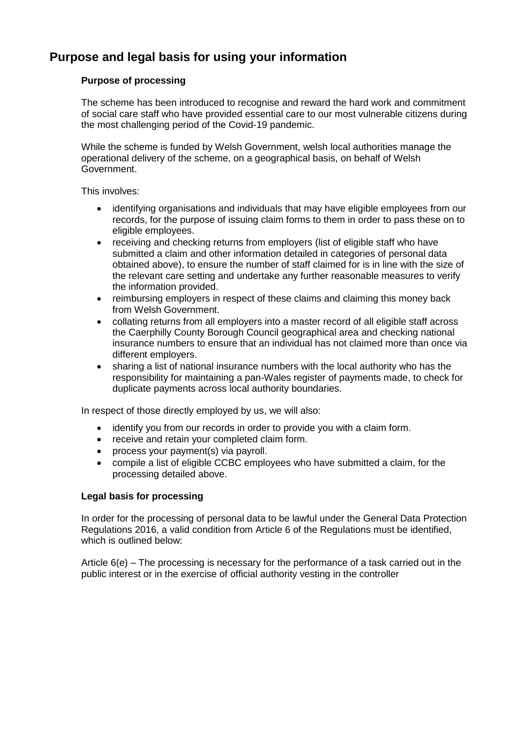## Purpose and legal basis for using your information

### Purpose of processing

The scheme has been introduced to recognise and reward the hard work and commitment of social care staff who have provided essential care to our most vulnerable citizens during the most challenging period of the Covid-19 pandemic.

While the scheme is funded by Welsh Government, welsh local authorities manage the operational delivery of the scheme, on a geographical basis, on behalf of Welsh Government.

This involves:

- identifying organisations and individuals that may have eligible employees from our records, for the purpose of issuing claim forms to them in order to pass these on to eligible employees.
- receiving and checking returns from employers (list of eligible staff who have submitted a claim and other information detailed in categories of personal data obtained above), to ensure the number of staff claimed for is in line with the size of the relevant care setting and undertake any further reasonable measures to verify the information provided.
- reimbursing employers in respect of these claims and claiming this money back from Welsh Government.
- collating returns from all employers into a master record of all eligible staff across the Caerphilly County Borough Council geographical area and checking national insurance numbers to ensure that an individual has not claimed more than once via different employers.
- sharing a list of national insurance numbers with the local authority who has the responsibility for maintaining a pan-Wales register of payments made, to check for duplicate payments across local authority boundaries.

In respect of those directly employed by us, we will also:

- identify you from our records in order to provide you with a claim form.
- receive and retain your completed claim form.
- process your payment(s) via payroll.
- compile a list of eligible CCBC employees who have submitted a claim, for the processing detailed above.

### Legal basis for processing

In order for the processing of personal data to be lawful under the General Data Protection Regulations 2016, a valid condition from Article 6 of the Regulations must be identified, which is outlined below:

Article 6(e) – The processing is necessary for the performance of a task carried out in the public interest or in the exercise of official authority vesting in the controller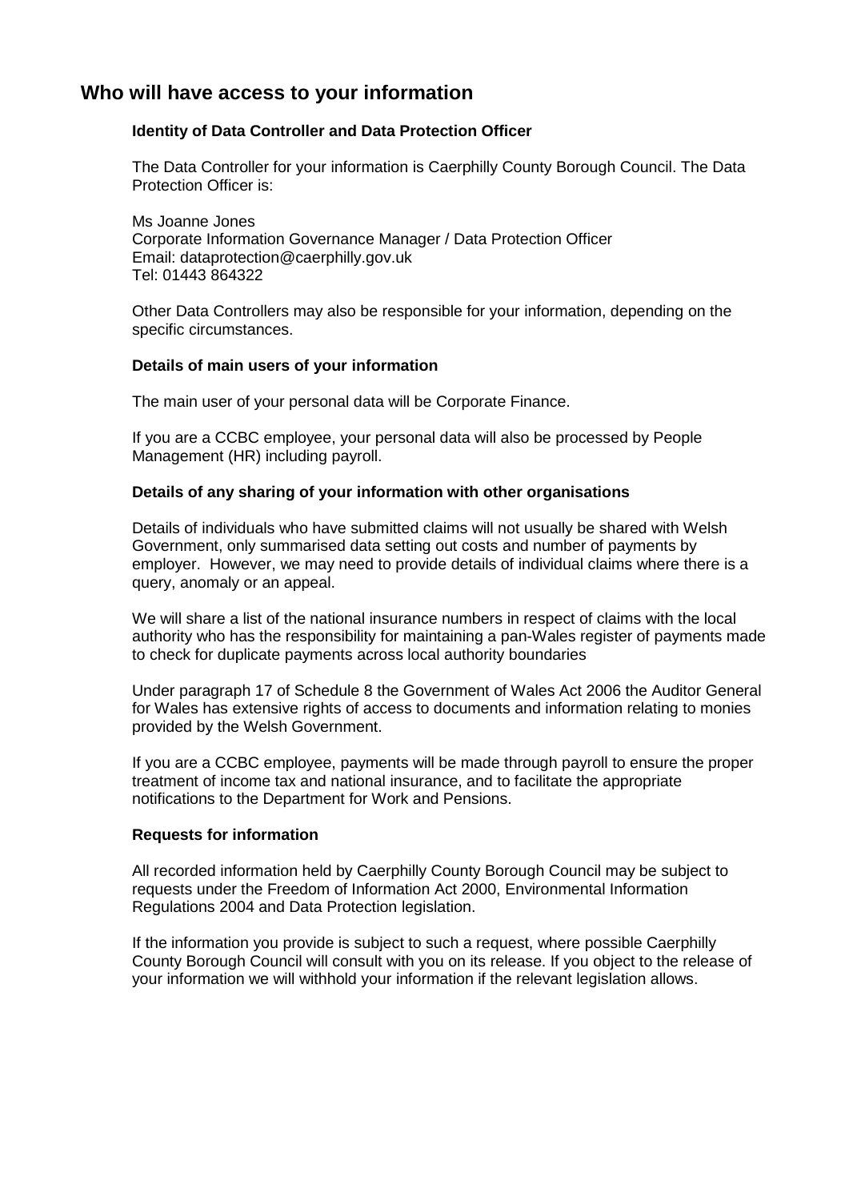## Who will have access to your information

### Identity of Data Controller and Data Protection Officer

The Data Controller for your information is Caerphilly County Borough Council. The Data Protection Officer is:

Ms Joanne Jones
Corporate Information Governance Manager / Data Protection Officer
Email: dataprotection@caerphilly.gov.uk
Tel: 01443 864322

Other Data Controllers may also be responsible for your information, depending on the specific circumstances.

### Details of main users of your information

The main user of your personal data will be Corporate Finance.

If you are a CCBC employee, your personal data will also be processed by People Management (HR) including payroll.

### Details of any sharing of your information with other organisations

Details of individuals who have submitted claims will not usually be shared with Welsh Government, only summarised data setting out costs and number of payments by employer. However, we may need to provide details of individual claims where there is a query, anomaly or an appeal.

We will share a list of the national insurance numbers in respect of claims with the local authority who has the responsibility for maintaining a pan-Wales register of payments made to check for duplicate payments across local authority boundaries

Under paragraph 17 of Schedule 8 the Government of Wales Act 2006 the Auditor General for Wales has extensive rights of access to documents and information relating to monies provided by the Welsh Government.

If you are a CCBC employee, payments will be made through payroll to ensure the proper treatment of income tax and national insurance, and to facilitate the appropriate notifications to the Department for Work and Pensions.

### Requests for information

All recorded information held by Caerphilly County Borough Council may be subject to requests under the Freedom of Information Act 2000, Environmental Information Regulations 2004 and Data Protection legislation.

If the information you provide is subject to such a request, where possible Caerphilly County Borough Council will consult with you on its release. If you object to the release of your information we will withhold your information if the relevant legislation allows.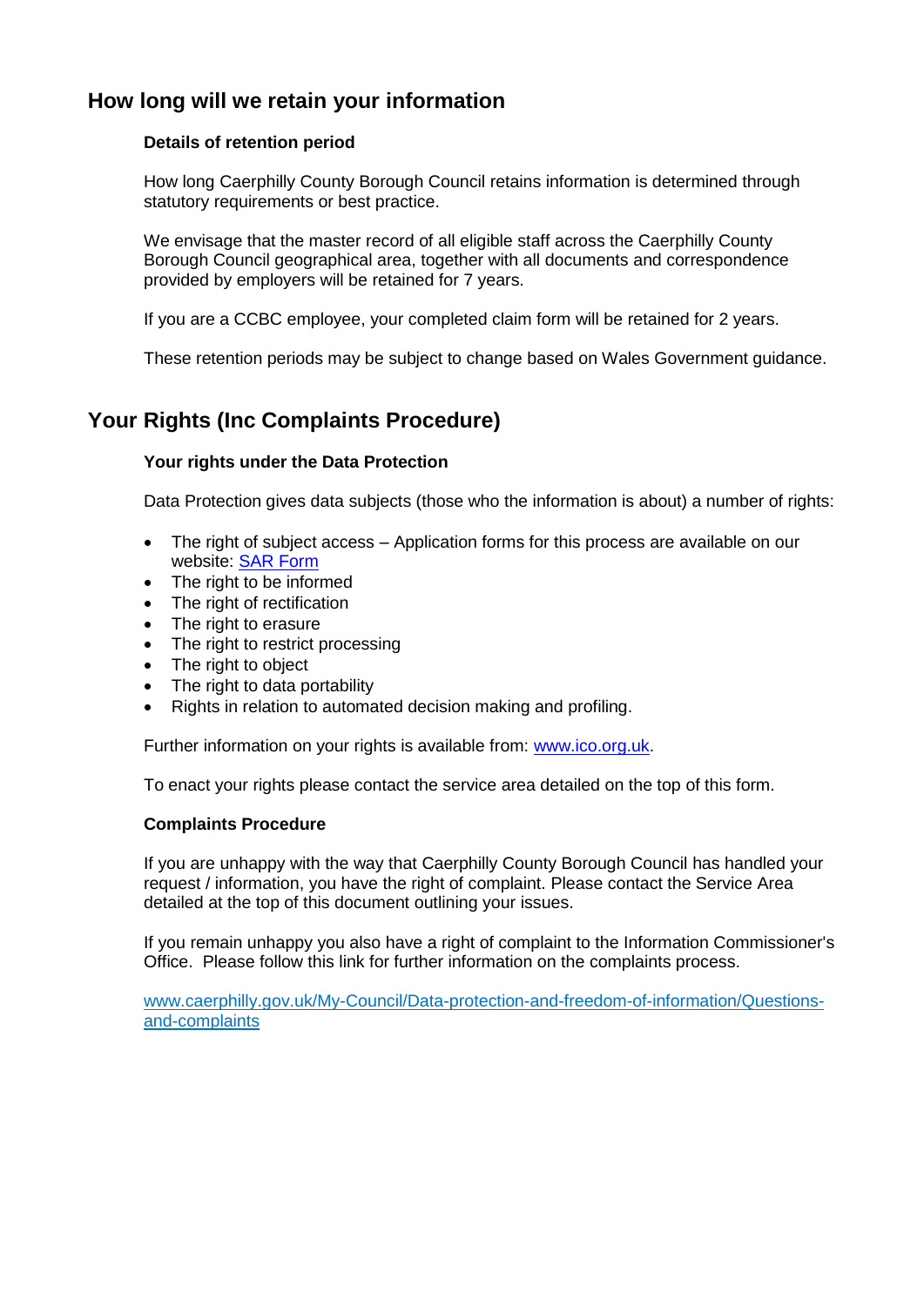## How long will we retain your information

### Details of retention period

How long Caerphilly County Borough Council retains information is determined through statutory requirements or best practice.

We envisage that the master record of all eligible staff across the Caerphilly County Borough Council geographical area, together with all documents and correspondence provided by employers will be retained for 7 years.

If you are a CCBC employee, your completed claim form will be retained for 2 years.

These retention periods may be subject to change based on Wales Government guidance.

## Your Rights (Inc Complaints Procedure)

### Your rights under the Data Protection

Data Protection gives data subjects (those who the information is about) a number of rights:

- The right of subject access – Application forms for this process are available on our website: SAR Form
- The right to be informed
- The right of rectification
- The right to erasure
- The right to restrict processing
- The right to object
- The right to data portability
- Rights in relation to automated decision making and profiling.

Further information on your rights is available from: www.ico.org.uk.

To enact your rights please contact the service area detailed on the top of this form.

### Complaints Procedure

If you are unhappy with the way that Caerphilly County Borough Council has handled your request / information, you have the right of complaint. Please contact the Service Area detailed at the top of this document outlining your issues.

If you remain unhappy you also have a right of complaint to the Information Commissioner's Office. Please follow this link for further information on the complaints process.

www.caerphilly.gov.uk/My-Council/Data-protection-and-freedom-of-information/Questions-and-complaints